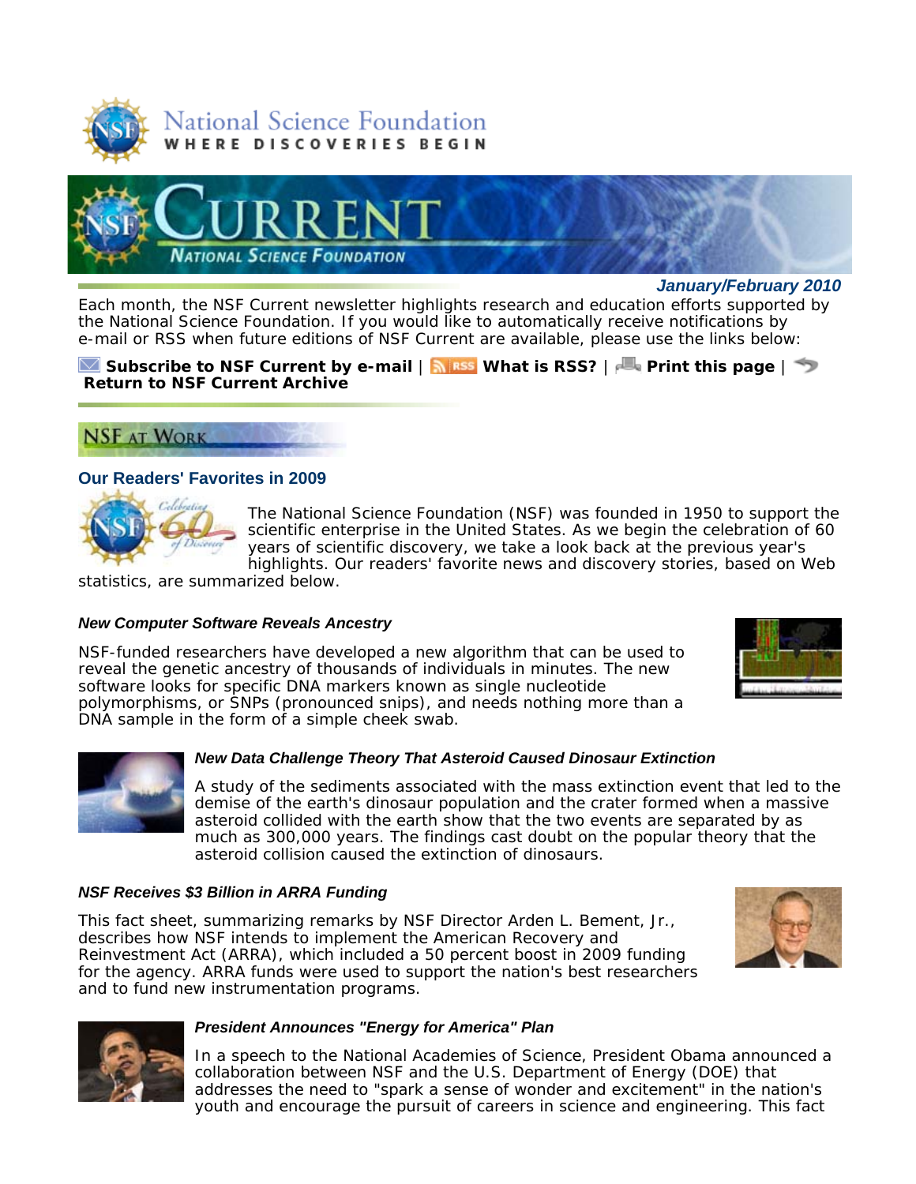National Science Foundation
WHERE DISCOVERIES BEGIN

# CURRENT
NATIONAL SCIENCE FOUNDATION

***January/February 2010***

Each month, the NSF Current newsletter highlights research and education efforts supported by the National Science Foundation. If you would like to automatically receive notifications by e-mail or RSS when future editions of NSF Current are available, please use the links below:

**Subscribe to NSF Current by e-mail** | **What is RSS?** | **Print this page** | **Return to NSF Current Archive**

## NSF AT WORK

### Our Readers' Favorites in 2009

The National Science Foundation (NSF) was founded in 1950 to support the scientific enterprise in the United States. As we begin the celebration of 60 years of scientific discovery, we take a look back at the previous year's highlights. Our readers' favorite news and discovery stories, based on Web statistics, are summarized below.

***New Computer Software Reveals Ancestry***

NSF-funded researchers have developed a new algorithm that can be used to reveal the genetic ancestry of thousands of individuals in minutes. The new software looks for specific DNA markers known as single nucleotide polymorphisms, or SNPs (pronounced snips), and needs nothing more than a DNA sample in the form of a simple cheek swab.

***New Data Challenge Theory That Asteroid Caused Dinosaur Extinction***

A study of the sediments associated with the mass extinction event that led to the demise of the earth's dinosaur population and the crater formed when a massive asteroid collided with the earth show that the two events are separated by as much as 300,000 years. The findings cast doubt on the popular theory that the asteroid collision caused the extinction of dinosaurs.

***NSF Receives $3 Billion in ARRA Funding***

This fact sheet, summarizing remarks by NSF Director Arden L. Bement, Jr., describes how NSF intends to implement the American Recovery and Reinvestment Act (ARRA), which included a 50 percent boost in 2009 funding for the agency. ARRA funds were used to support the nation's best researchers and to fund new instrumentation programs.

***President Announces "Energy for America" Plan***

In a speech to the National Academies of Science, President Obama announced a collaboration between NSF and the U.S. Department of Energy (DOE) that addresses the need to "spark a sense of wonder and excitement" in the nation's youth and encourage the pursuit of careers in science and engineering. This fact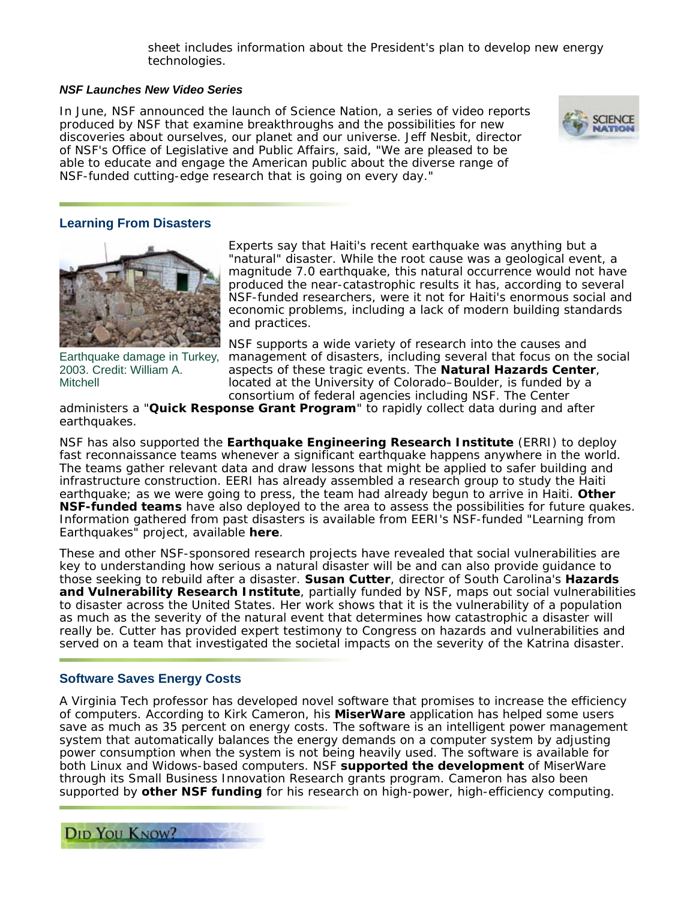sheet includes information about the President's plan to develop new energy technologies.

***NSF Launches New Video Series***

In June, NSF announced the launch of Science Nation, a series of video reports produced by NSF that examine breakthroughs and the possibilities for new discoveries about ourselves, our planet and our universe. Jeff Nesbit, director of NSF's Office of Legislative and Public Affairs, said, "We are pleased to be able to educate and engage the American public about the diverse range of NSF-funded cutting-edge research that is going on every day."

## Learning From Disasters

Earthquake damage in Turkey, 2003. Credit: William A. Mitchell

Experts say that Haiti's recent earthquake was anything but a "natural" disaster. While the root cause was a geological event, a magnitude 7.0 earthquake, this natural occurrence would not have produced the near-catastrophic results it has, according to several NSF-funded researchers, were it not for Haiti's enormous social and economic problems, including a lack of modern building standards and practices.

NSF supports a wide variety of research into the causes and management of disasters, including several that focus on the social aspects of these tragic events. The **Natural Hazards Center**, located at the University of Colorado–Boulder, is funded by a consortium of federal agencies including NSF. The Center administers a "**Quick Response Grant Program**" to rapidly collect data during and after earthquakes.

NSF has also supported the **Earthquake Engineering Research Institute** (ERRI) to deploy fast reconnaissance teams whenever a significant earthquake happens anywhere in the world. The teams gather relevant data and draw lessons that might be applied to safer building and infrastructure construction. EERI has already assembled a research group to study the Haiti earthquake; as we were going to press, the team had already begun to arrive in Haiti. **Other NSF-funded teams** have also deployed to the area to assess the possibilities for future quakes. Information gathered from past disasters is available from EERI's NSF-funded "Learning from Earthquakes" project, available **here**.

These and other NSF-sponsored research projects have revealed that social vulnerabilities are key to understanding how serious a natural disaster will be and can also provide guidance to those seeking to rebuild after a disaster. **Susan Cutter**, director of South Carolina's **Hazards and Vulnerability Research Institute**, partially funded by NSF, maps out social vulnerabilities to disaster across the United States. Her work shows that it is the vulnerability of a population as much as the severity of the natural event that determines how catastrophic a disaster will really be. Cutter has provided expert testimony to Congress on hazards and vulnerabilities and served on a team that investigated the societal impacts on the severity of the Katrina disaster.

## Software Saves Energy Costs

A Virginia Tech professor has developed novel software that promises to increase the efficiency of computers. According to Kirk Cameron, his **MiserWare** application has helped some users save as much as 35 percent on energy costs. The software is an intelligent power management system that automatically balances the energy demands on a computer system by adjusting power consumption when the system is not being heavily used. The software is available for both Linux and Widows-based computers. NSF **supported the development** of MiserWare through its Small Business Innovation Research grants program. Cameron has also been supported by **other NSF funding** for his research on high-power, high-efficiency computing.

DID YOU KNOW?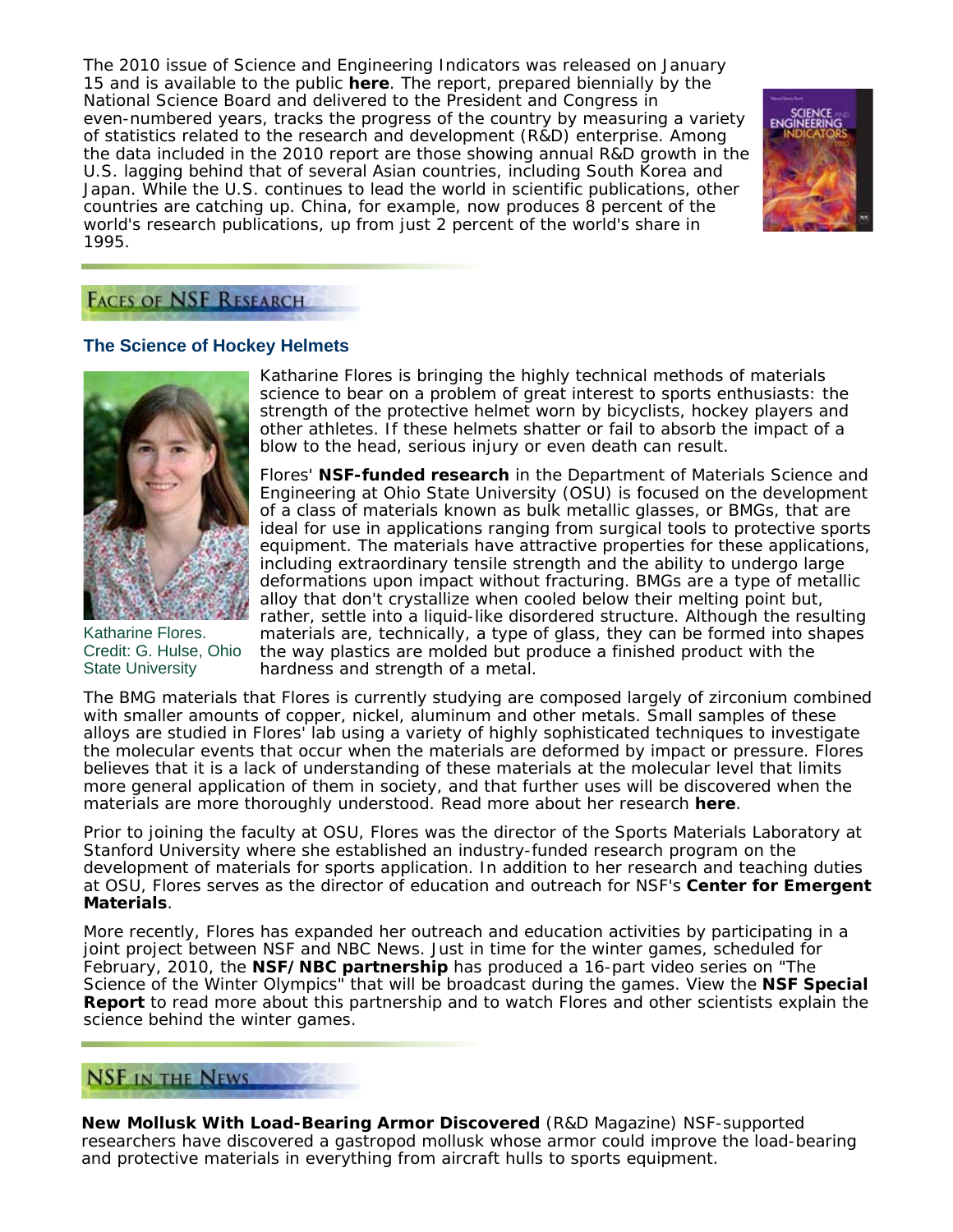The 2010 issue of Science and Engineering Indicators was released on January 15 and is available to the public **here**. The report, prepared biennially by the National Science Board and delivered to the President and Congress in even-numbered years, tracks the progress of the country by measuring a variety of statistics related to the research and development (R&D) enterprise. Among the data included in the 2010 report are those showing annual R&D growth in the U.S. lagging behind that of several Asian countries, including South Korea and Japan. While the U.S. continues to lead the world in scientific publications, other countries are catching up. China, for example, now produces 8 percent of the world's research publications, up from just 2 percent of the world's share in 1995.

## Faces of NSF Research

### The Science of Hockey Helmets

Katharine Flores. Credit: G. Hulse, Ohio State University

Katharine Flores is bringing the highly technical methods of materials science to bear on a problem of great interest to sports enthusiasts: the strength of the protective helmet worn by bicyclists, hockey players and other athletes. If these helmets shatter or fail to absorb the impact of a blow to the head, serious injury or even death can result.

Flores' **NSF-funded research** in the Department of Materials Science and Engineering at Ohio State University (OSU) is focused on the development of a class of materials known as bulk metallic glasses, or BMGs, that are ideal for use in applications ranging from surgical tools to protective sports equipment. The materials have attractive properties for these applications, including extraordinary tensile strength and the ability to undergo large deformations upon impact without fracturing. BMGs are a type of metallic alloy that don't crystallize when cooled below their melting point but, rather, settle into a liquid-like disordered structure. Although the resulting materials are, technically, a type of glass, they can be formed into shapes the way plastics are molded but produce a finished product with the hardness and strength of a metal.

The BMG materials that Flores is currently studying are composed largely of zirconium combined with smaller amounts of copper, nickel, aluminum and other metals. Small samples of these alloys are studied in Flores' lab using a variety of highly sophisticated techniques to investigate the molecular events that occur when the materials are deformed by impact or pressure. Flores believes that it is a lack of understanding of these materials at the molecular level that limits more general application of them in society, and that further uses will be discovered when the materials are more thoroughly understood. Read more about her research **here**.

Prior to joining the faculty at OSU, Flores was the director of the Sports Materials Laboratory at Stanford University where she established an industry-funded research program on the development of materials for sports application. In addition to her research and teaching duties at OSU, Flores serves as the director of education and outreach for NSF's **Center for Emergent Materials**.

More recently, Flores has expanded her outreach and education activities by participating in a joint project between NSF and NBC News. Just in time for the winter games, scheduled for February, 2010, the **NSF/NBC partnership** has produced a 16-part video series on "The Science of the Winter Olympics" that will be broadcast during the games. View the **NSF Special Report** to read more about this partnership and to watch Flores and other scientists explain the science behind the winter games.

## NSF in the News

**New Mollusk With Load-Bearing Armor Discovered** (R&D Magazine) NSF-supported researchers have discovered a gastropod mollusk whose armor could improve the load-bearing and protective materials in everything from aircraft hulls to sports equipment.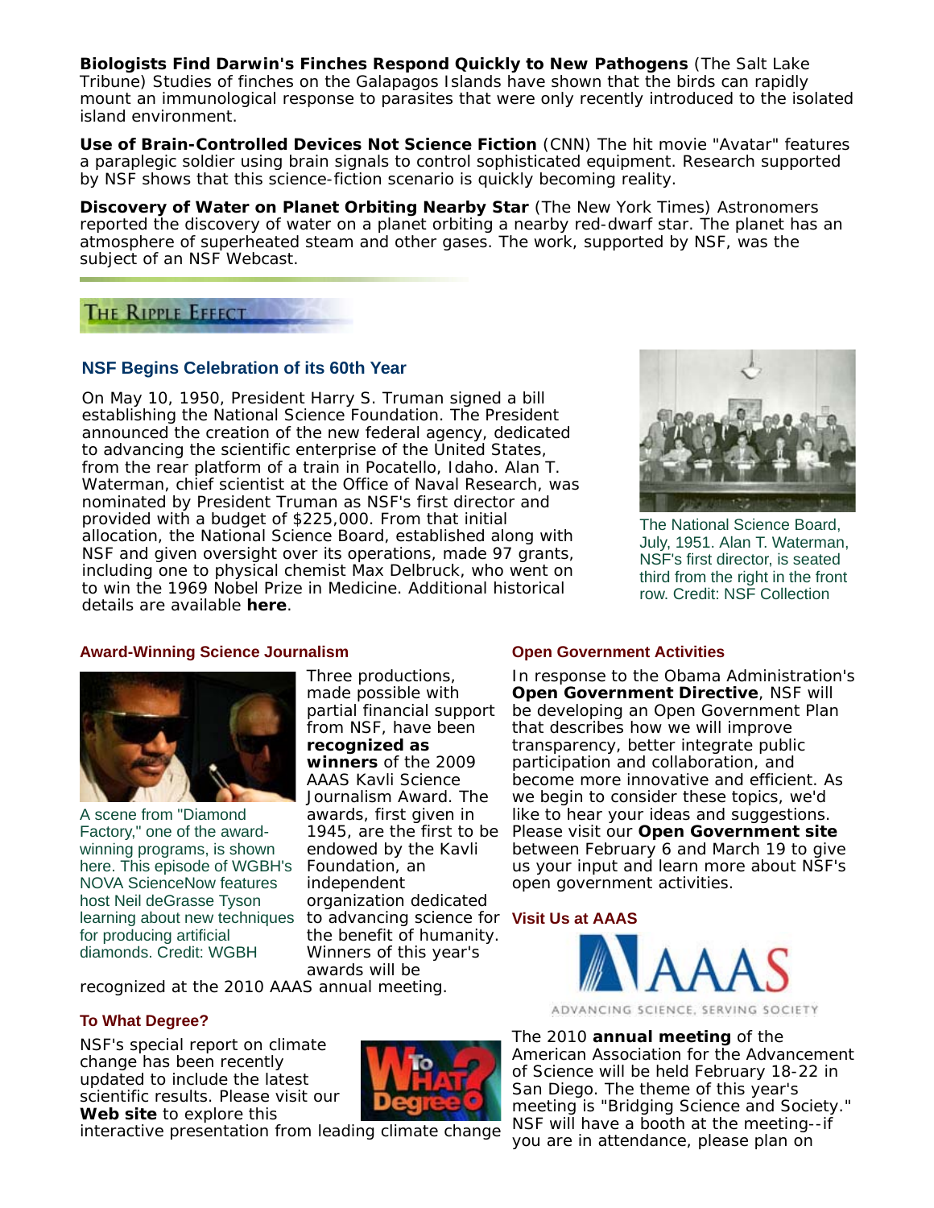**Biologists Find Darwin's Finches Respond Quickly to New Pathogens** (The Salt Lake Tribune) Studies of finches on the Galapagos Islands have shown that the birds can rapidly mount an immunological response to parasites that were only recently introduced to the isolated island environment.

**Use of Brain-Controlled Devices Not Science Fiction** (CNN) The hit movie "Avatar" features a paraplegic soldier using brain signals to control sophisticated equipment. Research supported by NSF shows that this science-fiction scenario is quickly becoming reality.

**Discovery of Water on Planet Orbiting Nearby Star** (The New York Times) Astronomers reported the discovery of water on a planet orbiting a nearby red-dwarf star. The planet has an atmosphere of superheated steam and other gases. The work, supported by NSF, was the subject of an NSF Webcast.

## The Ripple Effect

### NSF Begins Celebration of its 60th Year

On May 10, 1950, President Harry S. Truman signed a bill establishing the National Science Foundation. The President announced the creation of the new federal agency, dedicated to advancing the scientific enterprise of the United States, from the rear platform of a train in Pocatello, Idaho. Alan T. Waterman, chief scientist at the Office of Naval Research, was nominated by President Truman as NSF's first director and provided with a budget of $225,000. From that initial allocation, the National Science Board, established along with NSF and given oversight over its operations, made 97 grants, including one to physical chemist Max Delbruck, who went on to win the 1969 Nobel Prize in Medicine. Additional historical details are available **here**.

The National Science Board, July, 1951. Alan T. Waterman, NSF's first director, is seated third from the right in the front row. Credit: NSF Collection

### Award-Winning Science Journalism

A scene from "Diamond Factory," one of the award-winning programs, is shown here. This episode of WGBH's NOVA ScienceNow features host Neil deGrasse Tyson learning about new techniques for producing artificial diamonds. Credit: WGBH

Three productions, made possible with partial financial support from NSF, have been **recognized as winners** of the 2009 AAAS Kavli Science Journalism Award. The awards, first given in 1945, are the first to be endowed by the Kavli Foundation, an independent organization dedicated to advancing science for the benefit of humanity. Winners of this year's awards will be recognized at the 2010 AAAS annual meeting.

### To What Degree?

NSF's special report on climate change has been recently updated to include the latest scientific results. Please visit our **Web site** to explore this interactive presentation from leading climate change

### Open Government Activities

In response to the Obama Administration's **Open Government Directive**, NSF will be developing an Open Government Plan that describes how we will improve transparency, better integrate public participation and collaboration, and become more innovative and efficient. As we begin to consider these topics, we'd like to hear your ideas and suggestions. Please visit our **Open Government site** between February 6 and March 19 to give us your input and learn more about NSF's open government activities.

### Visit Us at AAAS

AAAS — ADVANCING SCIENCE, SERVING SOCIETY

The 2010 **annual meeting** of the American Association for the Advancement of Science will be held February 18-22 in San Diego. The theme of this year's meeting is "Bridging Science and Society." NSF will have a booth at the meeting--if you are in attendance, please plan on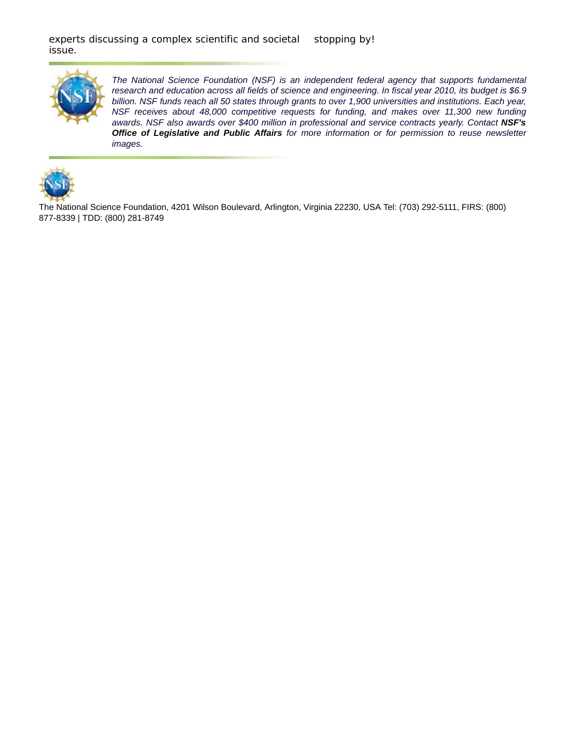experts discussing a complex scientific and societal issue.

stopping by!

*The National Science Foundation (NSF) is an independent federal agency that supports fundamental research and education across all fields of science and engineering. In fiscal year 2010, its budget is $6.9 billion. NSF funds reach all 50 states through grants to over 1,900 universities and institutions. Each year, NSF receives about 48,000 competitive requests for funding, and makes over 11,300 new funding awards. NSF also awards over $400 million in professional and service contracts yearly. Contact **NSF's Office of Legislative and Public Affairs** for more information or for permission to reuse newsletter images.*

The National Science Foundation, 4201 Wilson Boulevard, Arlington, Virginia 22230, USA Tel: (703) 292-5111, FIRS: (800) 877-8339 | TDD: (800) 281-8749